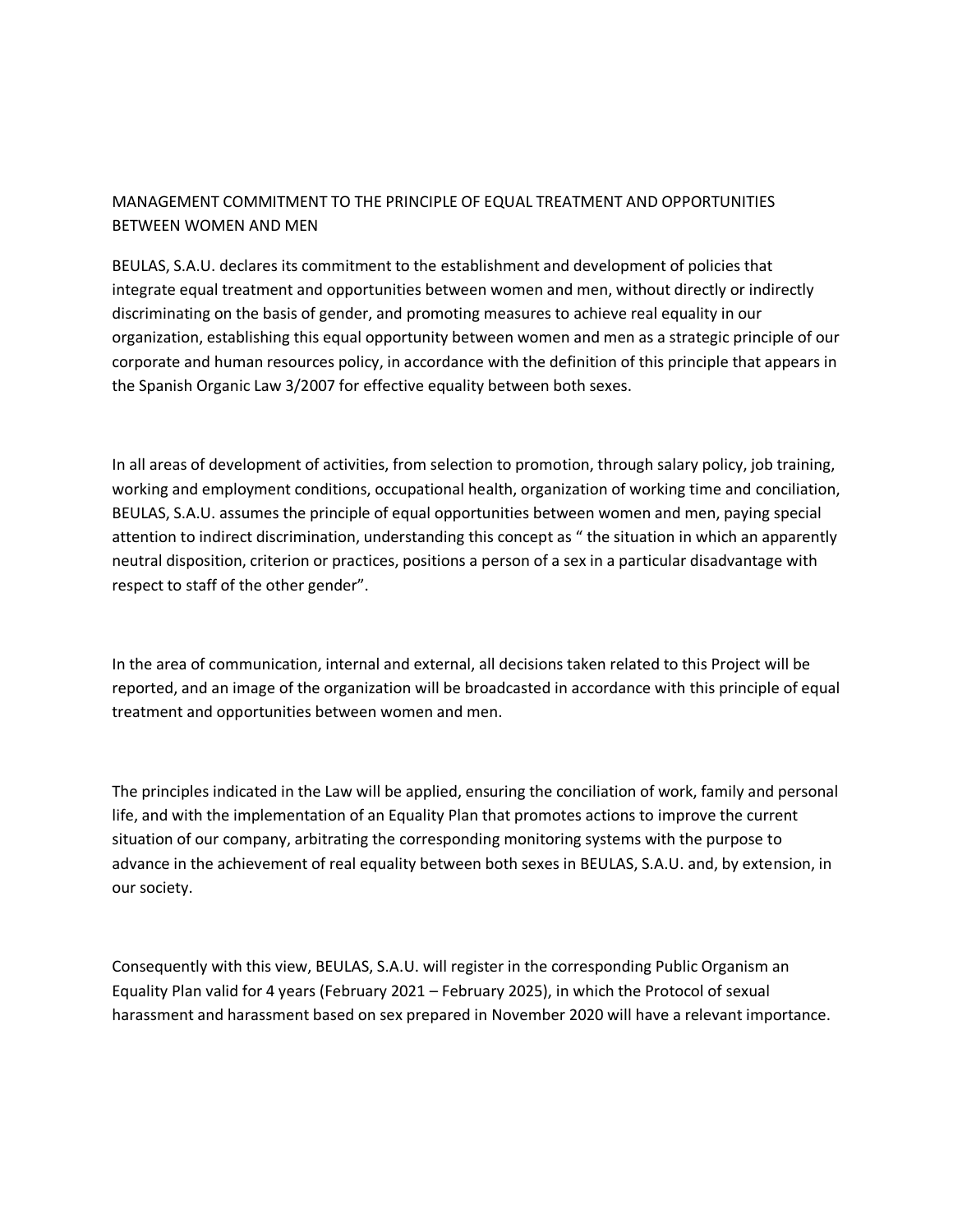# MANAGEMENT COMMITMENT TO THE PRINCIPLE OF EQUAL TREATMENT AND OPPORTUNITIES BETWEEN WOMEN AND MEN

BEULAS, S.A.U. declares its commitment to the establishment and development of policies that integrate equal treatment and opportunities between women and men, without directly or indirectly discriminating on the basis of gender, and promoting measures to achieve real equality in our organization, establishing this equal opportunity between women and men as a strategic principle of our corporate and human resources policy, in accordance with the definition of this principle that appears in the Spanish Organic Law 3/2007 for effective equality between both sexes.

In all areas of development of activities, from selection to promotion, through salary policy, job training, working and employment conditions, occupational health, organization of working time and conciliation, BEULAS, S.A.U. assumes the principle of equal opportunities between women and men, paying special attention to indirect discrimination, understanding this concept as " the situation in which an apparently neutral disposition, criterion or practices, positions a person of a sex in a particular disadvantage with respect to staff of the other gender".

In the area of communication, internal and external, all decisions taken related to this Project will be reported, and an image of the organization will be broadcasted in accordance with this principle of equal treatment and opportunities between women and men.

The principles indicated in the Law will be applied, ensuring the conciliation of work, family and personal life, and with the implementation of an Equality Plan that promotes actions to improve the current situation of our company, arbitrating the corresponding monitoring systems with the purpose to advance in the achievement of real equality between both sexes in BEULAS, S.A.U. and, by extension, in our society.

Consequently with this view, BEULAS, S.A.U. will register in the corresponding Public Organism an Equality Plan valid for 4 years (February 2021 – February 2025), in which the Protocol of sexual harassment and harassment based on sex prepared in November 2020 will have a relevant importance.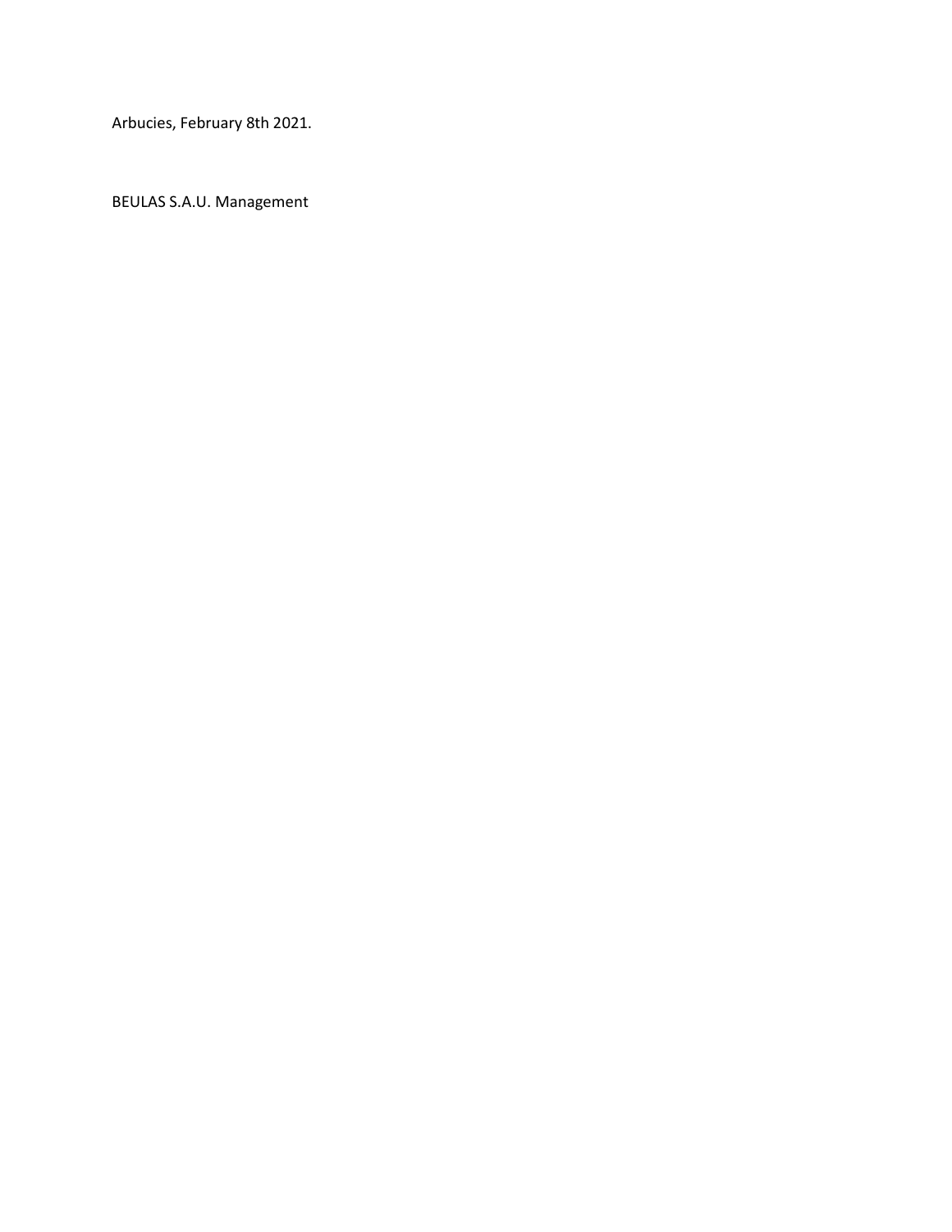Arbucies, February 8th 2021.

BEULAS S.A.U. Management